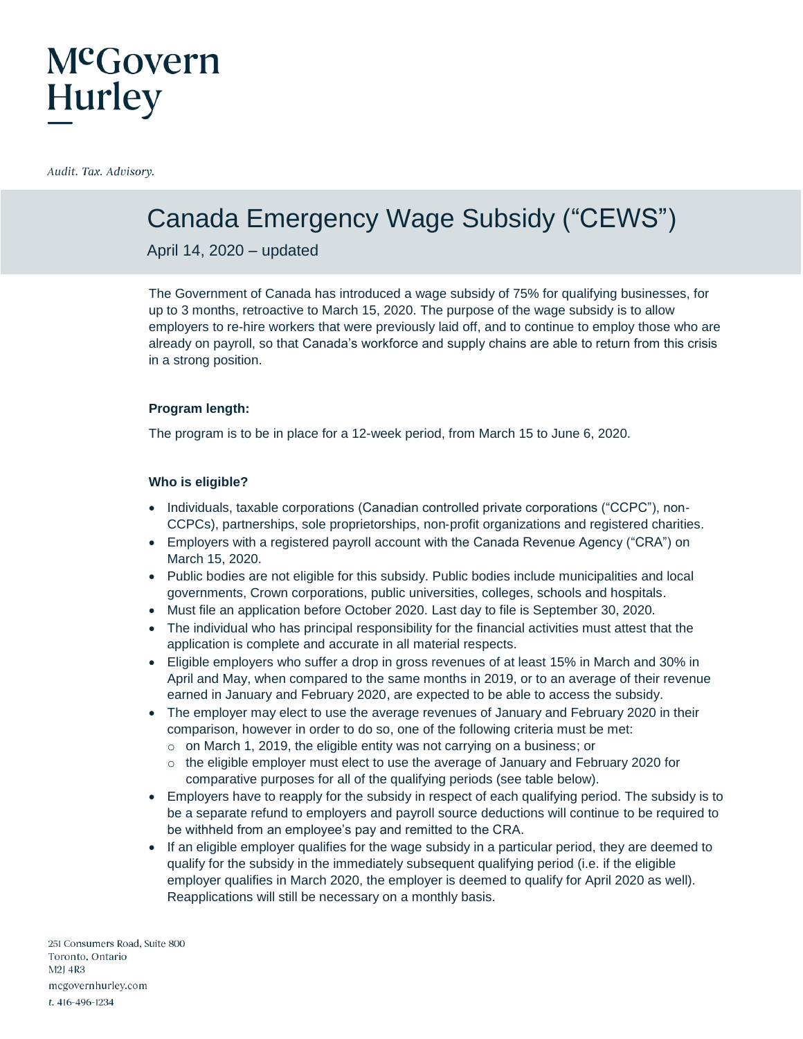McGovern Hurley

*Audit. Tax. Advisory.*

# Canada Emergency Wage Subsidy ("CEWS")

April 14, 2020 – updated

The Government of Canada has introduced a wage subsidy of 75% for qualifying businesses, for up to 3 months, retroactive to March 15, 2020. The purpose of the wage subsidy is to allow employers to re-hire workers that were previously laid off, and to continue to employ those who are already on payroll, so that Canada's workforce and supply chains are able to return from this crisis in a strong position.

**Program length:**

The program is to be in place for a 12-week period, from March 15 to June 6, 2020.

**Who is eligible?**

- Individuals, taxable corporations (Canadian controlled private corporations ("CCPC"), non-CCPCs), partnerships, sole proprietorships, non-profit organizations and registered charities.
- Employers with a registered payroll account with the Canada Revenue Agency ("CRA") on March 15, 2020.
- Public bodies are not eligible for this subsidy. Public bodies include municipalities and local governments, Crown corporations, public universities, colleges, schools and hospitals.
- Must file an application before October 2020. Last day to file is September 30, 2020.
- The individual who has principal responsibility for the financial activities must attest that the application is complete and accurate in all material respects.
- Eligible employers who suffer a drop in gross revenues of at least 15% in March and 30% in April and May, when compared to the same months in 2019, or to an average of their revenue earned in January and February 2020, are expected to be able to access the subsidy.
- The employer may elect to use the average revenues of January and February 2020 in their comparison, however in order to do so, one of the following criteria must be met:
  - on March 1, 2019, the eligible entity was not carrying on a business; or
  - the eligible employer must elect to use the average of January and February 2020 for comparative purposes for all of the qualifying periods (see table below).
- Employers have to reapply for the subsidy in respect of each qualifying period. The subsidy is to be a separate refund to employers and payroll source deductions will continue to be required to be withheld from an employee's pay and remitted to the CRA.
- If an eligible employer qualifies for the wage subsidy in a particular period, they are deemed to qualify for the subsidy in the immediately subsequent qualifying period (i.e. if the eligible employer qualifies in March 2020, the employer is deemed to qualify for April 2020 as well). Reapplications will still be necessary on a monthly basis.

251 Consumers Road, Suite 800
Toronto, Ontario
M2J 4R3
mcgovernhurley.com
t. 416-496-1234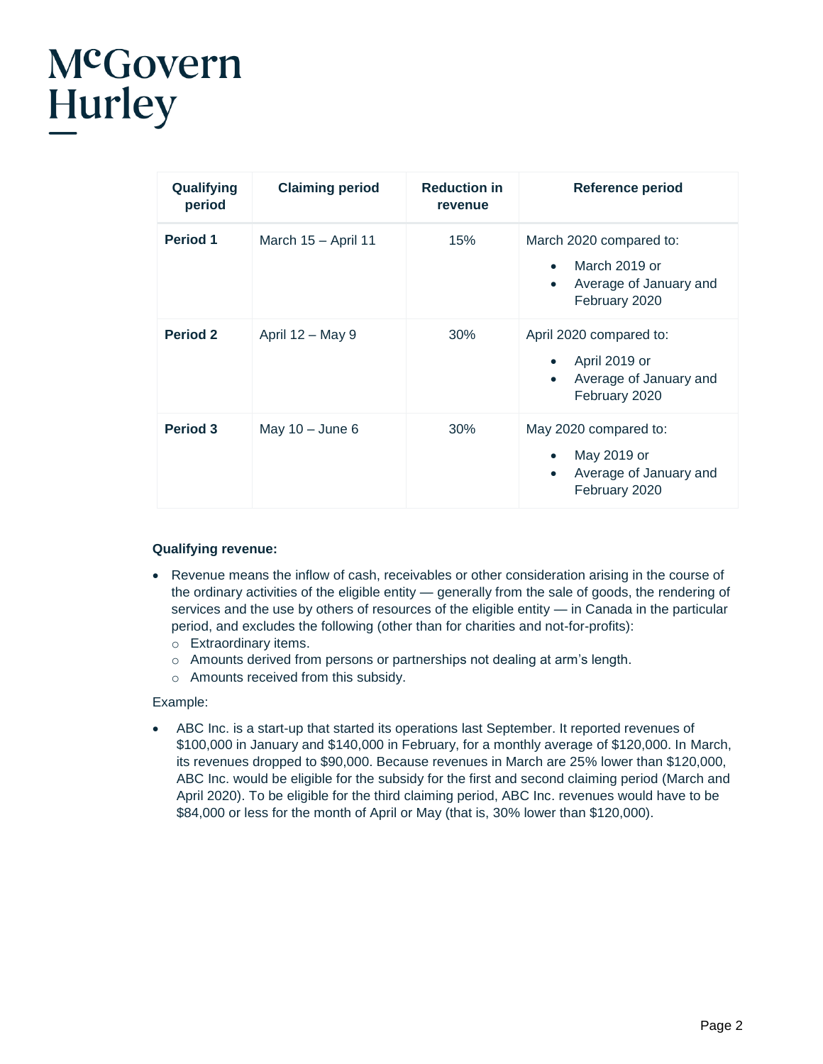| Qualifying period | Claiming period | Reduction in revenue | Reference period |
|---|---|---|---|
| **Period 1** | March 15 – April 11 | 15% | March 2020 compared to:<br>• March 2019 or<br>• Average of January and February 2020 |
| **Period 2** | April 12 – May 9 | 30% | April 2020 compared to:<br>• April 2019 or<br>• Average of January and February 2020 |
| **Period 3** | May 10 – June 6 | 30% | May 2020 compared to:<br>• May 2019 or<br>• Average of January and February 2020 |

**Qualifying revenue:**

- Revenue means the inflow of cash, receivables or other consideration arising in the course of the ordinary activities of the eligible entity — generally from the sale of goods, the rendering of services and the use by others of resources of the eligible entity — in Canada in the particular period, and excludes the following (other than for charities and not-for-profits):
  - Extraordinary items.
  - Amounts derived from persons or partnerships not dealing at arm's length.
  - Amounts received from this subsidy.

Example:

- ABC Inc. is a start-up that started its operations last September. It reported revenues of $100,000 in January and $140,000 in February, for a monthly average of $120,000. In March, its revenues dropped to $90,000. Because revenues in March are 25% lower than $120,000, ABC Inc. would be eligible for the subsidy for the first and second claiming period (March and April 2020). To be eligible for the third claiming period, ABC Inc. revenues would have to be $84,000 or less for the month of April or May (that is, 30% lower than $120,000).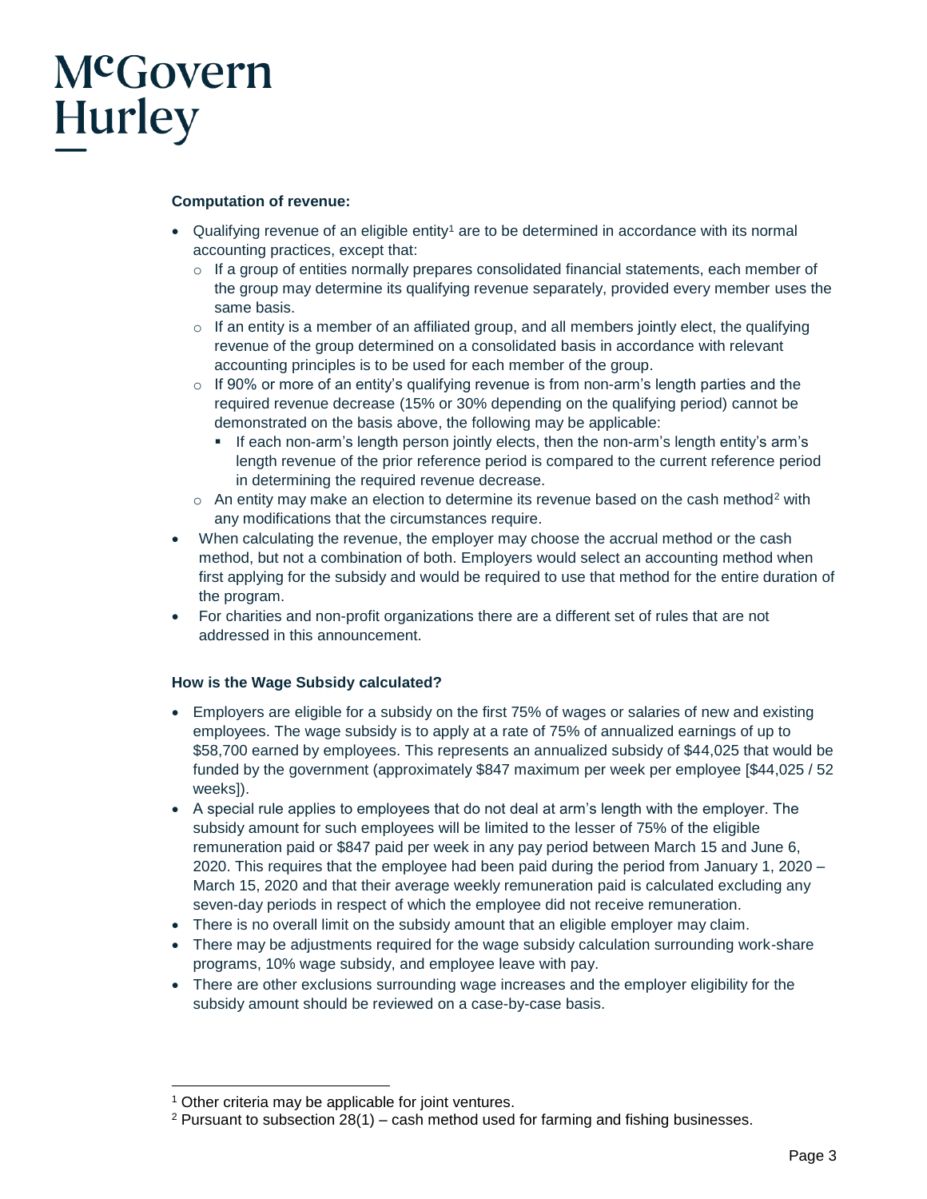**Computation of revenue:**

- Qualifying revenue of an eligible entity[1] are to be determined in accordance with its normal accounting practices, except that:
  - If a group of entities normally prepares consolidated financial statements, each member of the group may determine its qualifying revenue separately, provided every member uses the same basis.
  - If an entity is a member of an affiliated group, and all members jointly elect, the qualifying revenue of the group determined on a consolidated basis in accordance with relevant accounting principles is to be used for each member of the group.
  - If 90% or more of an entity's qualifying revenue is from non-arm's length parties and the required revenue decrease (15% or 30% depending on the qualifying period) cannot be demonstrated on the basis above, the following may be applicable:
    - If each non-arm's length person jointly elects, then the non-arm's length entity's arm's length revenue of the prior reference period is compared to the current reference period in determining the required revenue decrease.
  - An entity may make an election to determine its revenue based on the cash method[2] with any modifications that the circumstances require.
- When calculating the revenue, the employer may choose the accrual method or the cash method, but not a combination of both. Employers would select an accounting method when first applying for the subsidy and would be required to use that method for the entire duration of the program.
- For charities and non-profit organizations there are a different set of rules that are not addressed in this announcement.

**How is the Wage Subsidy calculated?**

- Employers are eligible for a subsidy on the first 75% of wages or salaries of new and existing employees. The wage subsidy is to apply at a rate of 75% of annualized earnings of up to $58,700 earned by employees. This represents an annualized subsidy of $44,025 that would be funded by the government (approximately $847 maximum per week per employee [$44,025 / 52 weeks]).
- A special rule applies to employees that do not deal at arm's length with the employer. The subsidy amount for such employees will be limited to the lesser of 75% of the eligible remuneration paid or $847 paid per week in any pay period between March 15 and June 6, 2020. This requires that the employee had been paid during the period from January 1, 2020 – March 15, 2020 and that their average weekly remuneration paid is calculated excluding any seven-day periods in respect of which the employee did not receive remuneration.
- There is no overall limit on the subsidy amount that an eligible employer may claim.
- There may be adjustments required for the wage subsidy calculation surrounding work-share programs, 10% wage subsidy, and employee leave with pay.
- There are other exclusions surrounding wage increases and the employer eligibility for the subsidy amount should be reviewed on a case-by-case basis.

---

[1] Other criteria may be applicable for joint ventures.

[2] Pursuant to subsection 28(1) – cash method used for farming and fishing businesses.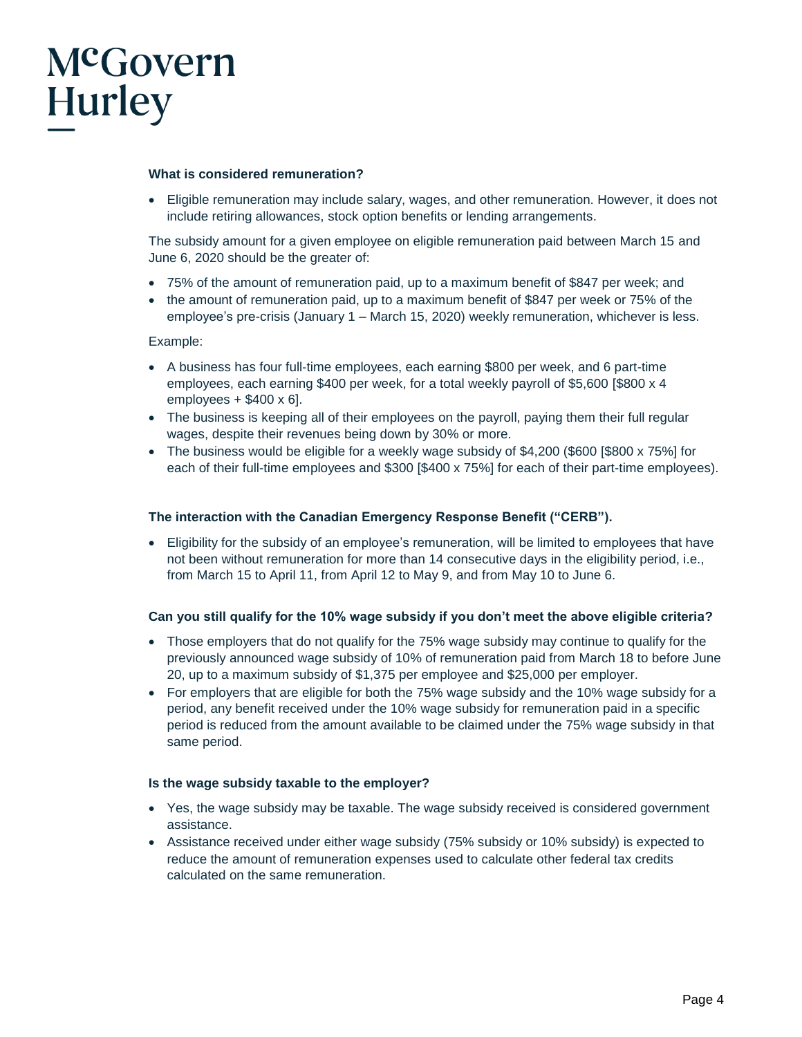### What is considered remuneration?

- Eligible remuneration may include salary, wages, and other remuneration. However, it does not include retiring allowances, stock option benefits or lending arrangements.

The subsidy amount for a given employee on eligible remuneration paid between March 15 and June 6, 2020 should be the greater of:

- 75% of the amount of remuneration paid, up to a maximum benefit of $847 per week; and
- the amount of remuneration paid, up to a maximum benefit of $847 per week or 75% of the employee's pre-crisis (January 1 – March 15, 2020) weekly remuneration, whichever is less.

Example:

- A business has four full-time employees, each earning $800 per week, and 6 part-time employees, each earning $400 per week, for a total weekly payroll of $5,600 [$800 x 4 employees + $400 x 6].
- The business is keeping all of their employees on the payroll, paying them their full regular wages, despite their revenues being down by 30% or more.
- The business would be eligible for a weekly wage subsidy of $4,200 ($600 [$800 x 75%] for each of their full-time employees and $300 [$400 x 75%] for each of their part-time employees).

### The interaction with the Canadian Emergency Response Benefit ("CERB").

- Eligibility for the subsidy of an employee's remuneration, will be limited to employees that have not been without remuneration for more than 14 consecutive days in the eligibility period, i.e., from March 15 to April 11, from April 12 to May 9, and from May 10 to June 6.

### Can you still qualify for the 10% wage subsidy if you don't meet the above eligible criteria?

- Those employers that do not qualify for the 75% wage subsidy may continue to qualify for the previously announced wage subsidy of 10% of remuneration paid from March 18 to before June 20, up to a maximum subsidy of $1,375 per employee and $25,000 per employer.
- For employers that are eligible for both the 75% wage subsidy and the 10% wage subsidy for a period, any benefit received under the 10% wage subsidy for remuneration paid in a specific period is reduced from the amount available to be claimed under the 75% wage subsidy in that same period.

### Is the wage subsidy taxable to the employer?

- Yes, the wage subsidy may be taxable. The wage subsidy received is considered government assistance.
- Assistance received under either wage subsidy (75% subsidy or 10% subsidy) is expected to reduce the amount of remuneration expenses used to calculate other federal tax credits calculated on the same remuneration.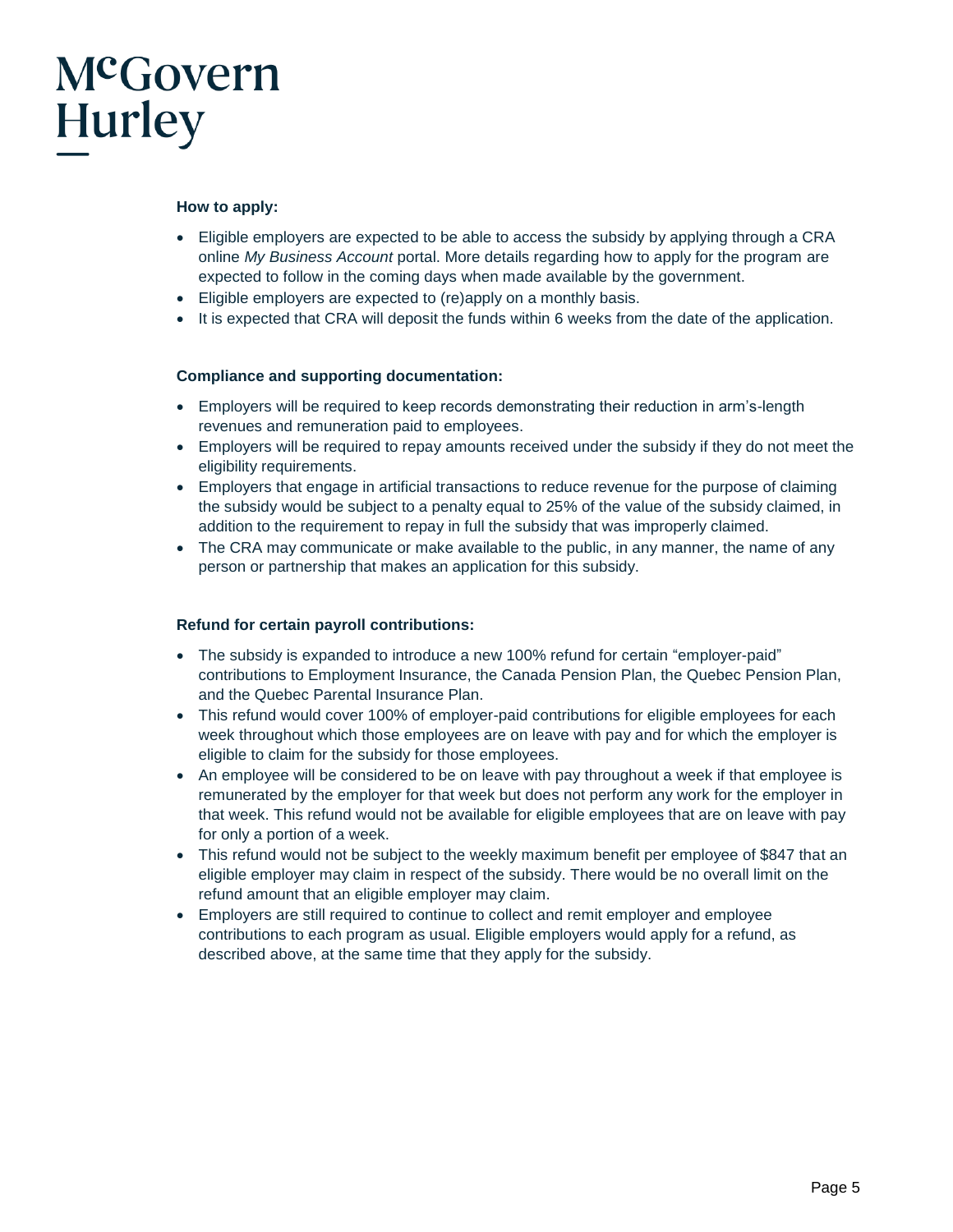**How to apply:**

- Eligible employers are expected to be able to access the subsidy by applying through a CRA online *My Business Account* portal. More details regarding how to apply for the program are expected to follow in the coming days when made available by the government.
- Eligible employers are expected to (re)apply on a monthly basis.
- It is expected that CRA will deposit the funds within 6 weeks from the date of the application.

**Compliance and supporting documentation:**

- Employers will be required to keep records demonstrating their reduction in arm's-length revenues and remuneration paid to employees.
- Employers will be required to repay amounts received under the subsidy if they do not meet the eligibility requirements.
- Employers that engage in artificial transactions to reduce revenue for the purpose of claiming the subsidy would be subject to a penalty equal to 25% of the value of the subsidy claimed, in addition to the requirement to repay in full the subsidy that was improperly claimed.
- The CRA may communicate or make available to the public, in any manner, the name of any person or partnership that makes an application for this subsidy.

**Refund for certain payroll contributions:**

- The subsidy is expanded to introduce a new 100% refund for certain "employer-paid" contributions to Employment Insurance, the Canada Pension Plan, the Quebec Pension Plan, and the Quebec Parental Insurance Plan.
- This refund would cover 100% of employer-paid contributions for eligible employees for each week throughout which those employees are on leave with pay and for which the employer is eligible to claim for the subsidy for those employees.
- An employee will be considered to be on leave with pay throughout a week if that employee is remunerated by the employer for that week but does not perform any work for the employer in that week. This refund would not be available for eligible employees that are on leave with pay for only a portion of a week.
- This refund would not be subject to the weekly maximum benefit per employee of $847 that an eligible employer may claim in respect of the subsidy. There would be no overall limit on the refund amount that an eligible employer may claim.
- Employers are still required to continue to collect and remit employer and employee contributions to each program as usual. Eligible employers would apply for a refund, as described above, at the same time that they apply for the subsidy.